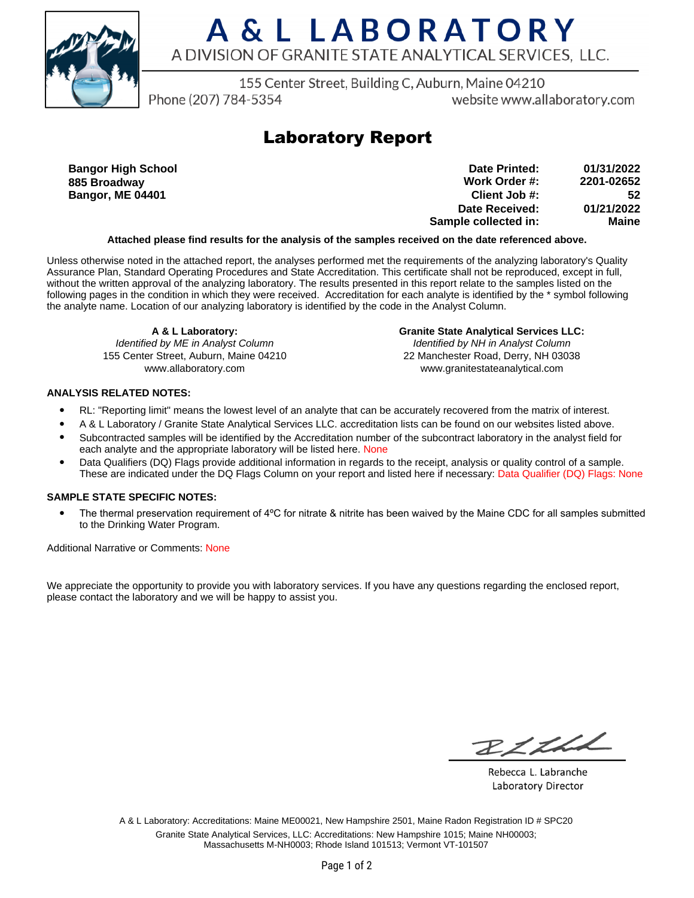# A & L LABORATORY

A DIVISION OF GRANITE STATE ANALYTICAL SERVICES, LLC.

155 Center Street, Building C, Auburn, Maine 04210

Phone (207) 784-5354 website www.allaboratory.com

## Laboratory Report

**Bangor High School**
**885 Broadway**
**Bangor, ME 04401**

| | |
|---|---|
| **Date Printed:** | **01/31/2022** |
| **Work Order #:** | **2201-02652** |
| **Client Job #:** | **52** |
| **Date Received:** | **01/21/2022** |
| **Sample collected in:** | **Maine** |

**Attached please find results for the analysis of the samples received on the date referenced above.**

Unless otherwise noted in the attached report, the analyses performed met the requirements of the analyzing laboratory's Quality Assurance Plan, Standard Operating Procedures and State Accreditation. This certificate shall not be reproduced, except in full, without the written approval of the analyzing laboratory. The results presented in this report relate to the samples listed on the following pages in the condition in which they were received. Accreditation for each analyte is identified by the * symbol following the analyte name. Location of our analyzing laboratory is identified by the code in the Analyst Column.

**A & L Laboratory:**
*Identified by ME in Analyst Column*
155 Center Street, Auburn, Maine 04210
www.allaboratory.com

**Granite State Analytical Services LLC:**
*Identified by NH in Analyst Column*
22 Manchester Road, Derry, NH 03038
www.granitestateanalytical.com

**ANALYSIS RELATED NOTES:**

- RL: "Reporting limit" means the lowest level of an analyte that can be accurately recovered from the matrix of interest.
- A & L Laboratory / Granite State Analytical Services LLC. accreditation lists can be found on our websites listed above.
- Subcontracted samples will be identified by the Accreditation number of the subcontract laboratory in the analyst field for each analyte and the appropriate laboratory will be listed here. None
- Data Qualifiers (DQ) Flags provide additional information in regards to the receipt, analysis or quality control of a sample. These are indicated under the DQ Flags Column on your report and listed here if necessary: Data Qualifier (DQ) Flags: None

**SAMPLE STATE SPECIFIC NOTES:**

- The thermal preservation requirement of 4ºC for nitrate & nitrite has been waived by the Maine CDC for all samples submitted to the Drinking Water Program.

Additional Narrative or Comments: None

We appreciate the opportunity to provide you with laboratory services. If you have any questions regarding the enclosed report, please contact the laboratory and we will be happy to assist you.

Rebecca L. Labranche
Laboratory Director

A & L Laboratory: Accreditations: Maine ME00021, New Hampshire 2501, Maine Radon Registration ID # SPC20
Granite State Analytical Services, LLC: Accreditations: New Hampshire 1015; Maine NH00003; Massachusetts M-NH0003; Rhode Island 101513; Vermont VT-101507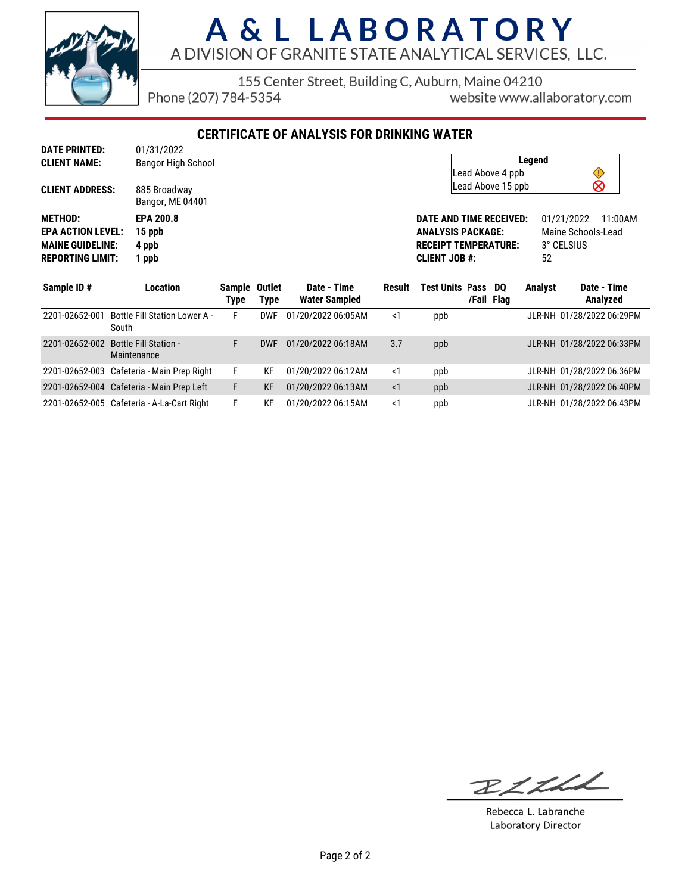# A & L LABORATORY

A DIVISION OF GRANITE STATE ANALYTICAL SERVICES, LLC.

155 Center Street, Building C, Auburn, Maine 04210
Phone (207) 784-5354 website www.allaboratory.com

## CERTIFICATE OF ANALYSIS FOR DRINKING WATER

**DATE PRINTED:** 01/31/2022
**CLIENT NAME:** Bangor High School
**CLIENT ADDRESS:** 885 Broadway, Bangor, ME 04401

**METHOD:** EPA 200.8
**EPA ACTION LEVEL:** 15 ppb
**MAINE GUIDELINE:** 4 ppb
**REPORTING LIMIT:** 1 ppb

| Legend | |
|---|---|
| Lead Above 4 ppb | ⚠ |
| Lead Above 15 ppb | ⊗ |

**DATE AND TIME RECEIVED:** 01/21/2022 11:00AM
**ANALYSIS PACKAGE:** Maine Schools-Lead
**RECEIPT TEMPERATURE:** 3° CELSIUS
**CLIENT JOB #:** 52

| Sample ID # | Location | Sample Type | Outlet Type | Date - Time Water Sampled | Result | Test Units | Pass /Fail | DQ Flag | Analyst | Date - Time Analyzed |
|---|---|---|---|---|---|---|---|---|---|---|
| 2201-02652-001 | Bottle Fill Station Lower A - South | F | DWF | 01/20/2022 06:05AM | <1 | ppb | | | JLR-NH | 01/28/2022 06:29PM |
| 2201-02652-002 | Bottle Fill Station - Maintenance | F | DWF | 01/20/2022 06:18AM | 3.7 | ppb | | | JLR-NH | 01/28/2022 06:33PM |
| 2201-02652-003 | Cafeteria - Main Prep Right | F | KF | 01/20/2022 06:12AM | <1 | ppb | | | JLR-NH | 01/28/2022 06:36PM |
| 2201-02652-004 | Cafeteria - Main Prep Left | F | KF | 01/20/2022 06:13AM | <1 | ppb | | | JLR-NH | 01/28/2022 06:40PM |
| 2201-02652-005 | Cafeteria - A-La-Cart Right | F | KF | 01/20/2022 06:15AM | <1 | ppb | | | JLR-NH | 01/28/2022 06:43PM |

Rebecca L. Labranche
Laboratory Director